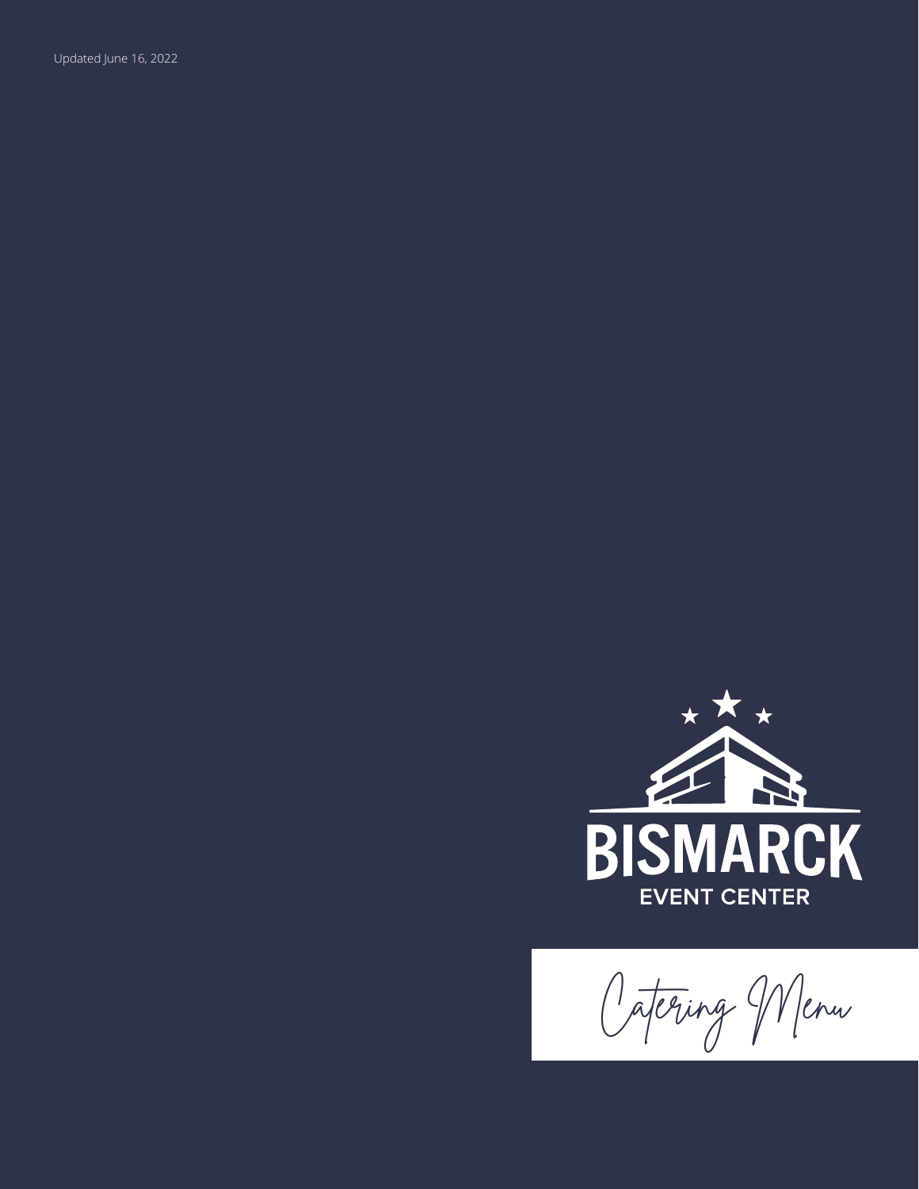Updated June 16, 2022

# BISMARCK

EVENT CENTER

## Catering Menu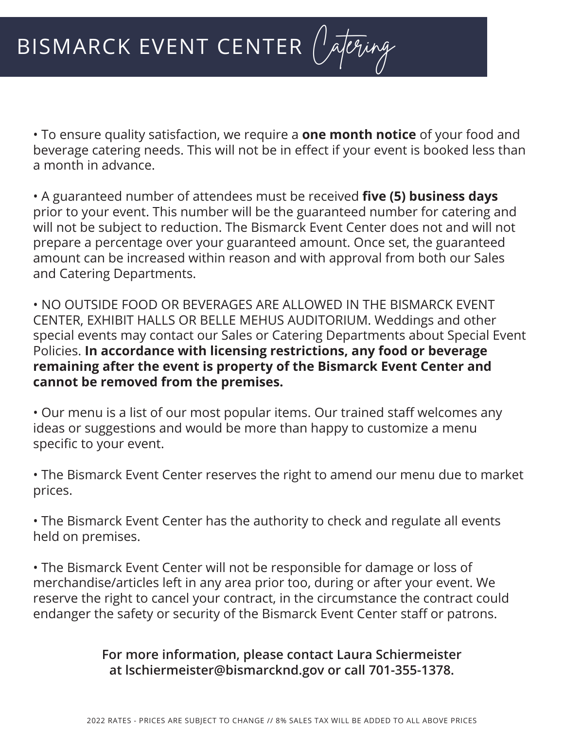# BISMARCK EVENT CENTER *Catering*

• To ensure quality satisfaction, we require a **one month notice** of your food and beverage catering needs. This will not be in effect if your event is booked less than a month in advance.

• A guaranteed number of attendees must be received **five (5) business days** prior to your event. This number will be the guaranteed number for catering and will not be subject to reduction. The Bismarck Event Center does not and will not prepare a percentage over your guaranteed amount. Once set, the guaranteed amount can be increased within reason and with approval from both our Sales and Catering Departments.

• NO OUTSIDE FOOD OR BEVERAGES ARE ALLOWED IN THE BISMARCK EVENT CENTER, EXHIBIT HALLS OR BELLE MEHUS AUDITORIUM. Weddings and other special events may contact our Sales or Catering Departments about Special Event Policies. **In accordance with licensing restrictions, any food or beverage remaining after the event is property of the Bismarck Event Center and cannot be removed from the premises.**

• Our menu is a list of our most popular items. Our trained staff welcomes any ideas or suggestions and would be more than happy to customize a menu specific to your event.

• The Bismarck Event Center reserves the right to amend our menu due to market prices.

• The Bismarck Event Center has the authority to check and regulate all events held on premises.

• The Bismarck Event Center will not be responsible for damage or loss of merchandise/articles left in any area prior too, during or after your event. We reserve the right to cancel your contract, in the circumstance the contract could endanger the safety or security of the Bismarck Event Center staff or patrons.

**For more information, please contact Laura Schiermeister at lschiermeister@bismarcknd.gov or call 701-355-1378.**

2022 RATES - PRICES ARE SUBJECT TO CHANGE // 8% SALES TAX WILL BE ADDED TO ALL ABOVE PRICES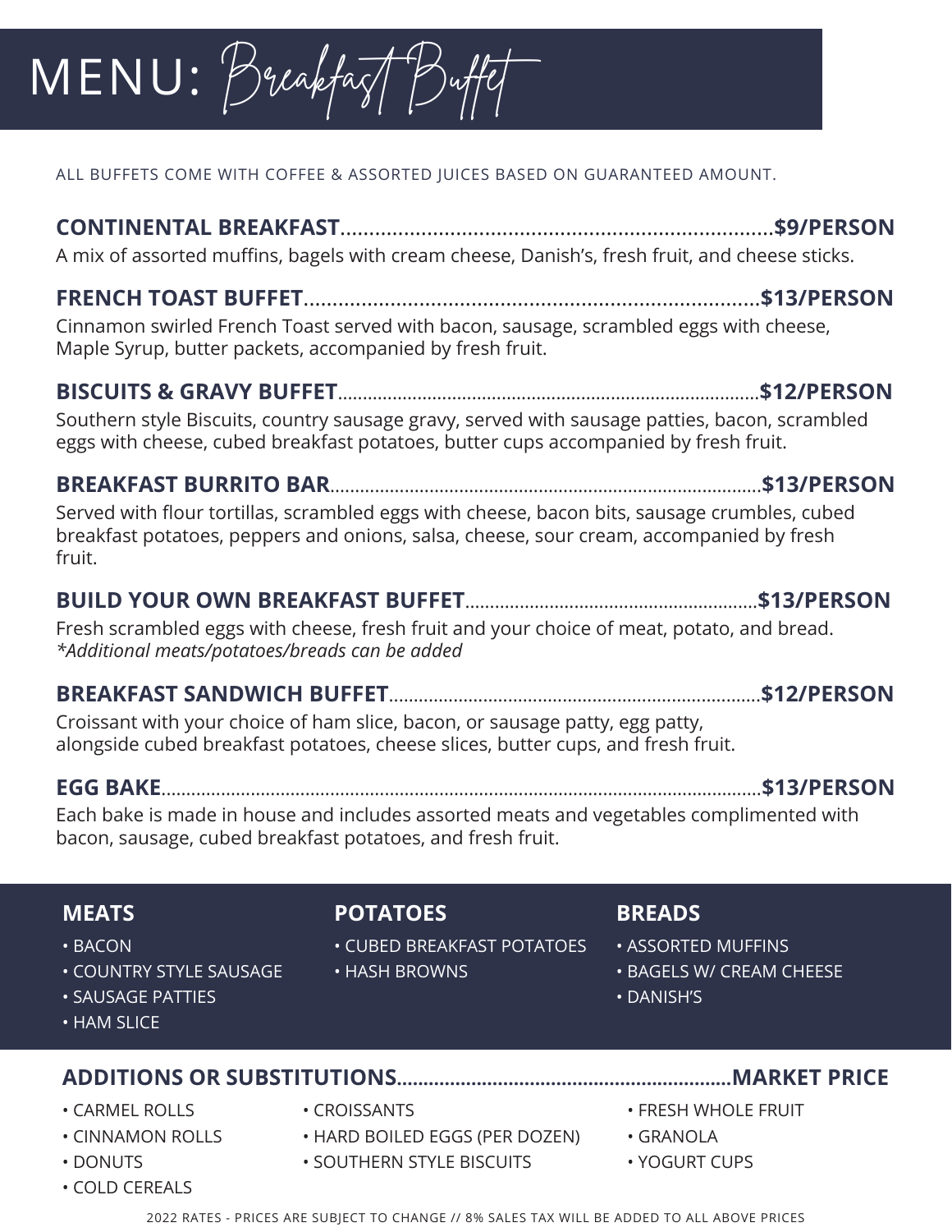# MENU: Breakfast Buffet

ALL BUFFETS COME WITH COFFEE & ASSORTED JUICES BASED ON GUARANTEED AMOUNT.

**CONTINENTAL BREAKFAST**..........**$9/PERSON**
A mix of assorted muffins, bagels with cream cheese, Danish's, fresh fruit, and cheese sticks.

**FRENCH TOAST BUFFET**..........**$13/PERSON**
Cinnamon swirled French Toast served with bacon, sausage, scrambled eggs with cheese, Maple Syrup, butter packets, accompanied by fresh fruit.

**BISCUITS & GRAVY BUFFET**..........**$12/PERSON**
Southern style Biscuits, country sausage gravy, served with sausage patties, bacon, scrambled eggs with cheese, cubed breakfast potatoes, butter cups accompanied by fresh fruit.

**BREAKFAST BURRITO BAR**..........**$13/PERSON**
Served with flour tortillas, scrambled eggs with cheese, bacon bits, sausage crumbles, cubed breakfast potatoes, peppers and onions, salsa, cheese, sour cream, accompanied by fresh fruit.

**BUILD YOUR OWN BREAKFAST BUFFET**..........**$13/PERSON**
Fresh scrambled eggs with cheese, fresh fruit and your choice of meat, potato, and bread.
*\*Additional meats/potatoes/breads can be added*

**BREAKFAST SANDWICH BUFFET**..........**$12/PERSON**
Croissant with your choice of ham slice, bacon, or sausage patty, egg patty, alongside cubed breakfast potatoes, cheese slices, butter cups, and fresh fruit.

**EGG BAKE**..........**$13/PERSON**
Each bake is made in house and includes assorted meats and vegetables complimented with bacon, sausage, cubed breakfast potatoes, and fresh fruit.

### MEATS
- BACON
- COUNTRY STYLE SAUSAGE
- SAUSAGE PATTIES
- HAM SLICE

### POTATOES
- CUBED BREAKFAST POTATOES
- HASH BROWNS

### BREADS
- ASSORTED MUFFINS
- BAGELS W/ CREAM CHEESE
- DANISH'S

### ADDITIONS OR SUBSTITUTIONS..........MARKET PRICE
- CARMEL ROLLS
- CINNAMON ROLLS
- DONUTS
- COLD CEREALS
- CROISSANTS
- HARD BOILED EGGS (PER DOZEN)
- SOUTHERN STYLE BISCUITS
- FRESH WHOLE FRUIT
- GRANOLA
- YOGURT CUPS

2022 RATES - PRICES ARE SUBJECT TO CHANGE // 8% SALES TAX WILL BE ADDED TO ALL ABOVE PRICES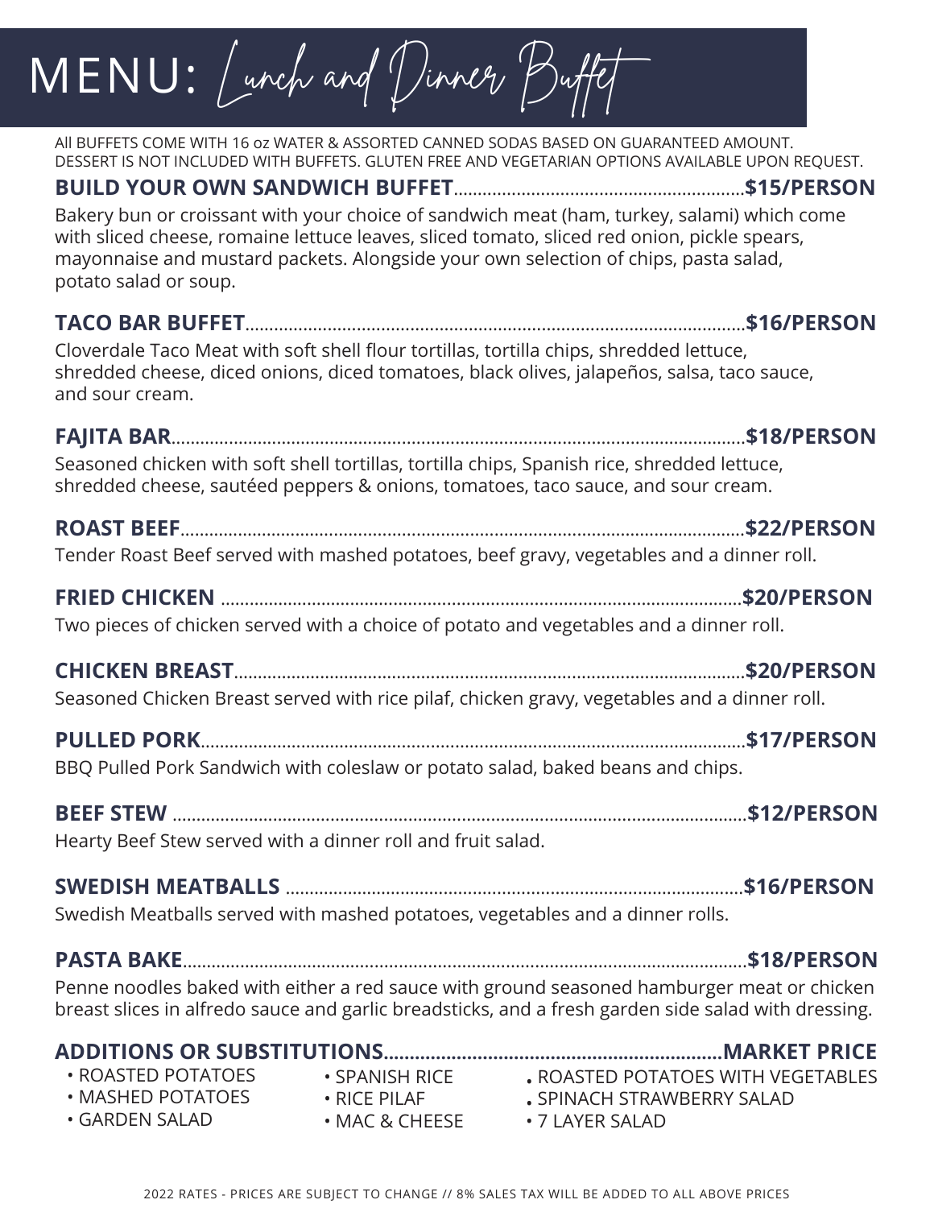# MENU: Lunch and Dinner Buffet

All BUFFETS COME WITH 16 oz WATER & ASSORTED CANNED SODAS BASED ON GUARANTEED AMOUNT. DESSERT IS NOT INCLUDED WITH BUFFETS. GLUTEN FREE AND VEGETARIAN OPTIONS AVAILABLE UPON REQUEST.

**BUILD YOUR OWN SANDWICH BUFFET**..........................................................**$15/PERSON**

Bakery bun or croissant with your choice of sandwich meat (ham, turkey, salami) which come with sliced cheese, romaine lettuce leaves, sliced tomato, sliced red onion, pickle spears, mayonnaise and mustard packets. Alongside your own selection of chips, pasta salad, potato salad or soup.

**TACO BAR BUFFET**..........................................................**$16/PERSON**

Cloverdale Taco Meat with soft shell flour tortillas, tortilla chips, shredded lettuce, shredded cheese, diced onions, diced tomatoes, black olives, jalapeños, salsa, taco sauce, and sour cream.

**FAJITA BAR**..........................................................**$18/PERSON**

Seasoned chicken with soft shell tortillas, tortilla chips, Spanish rice, shredded lettuce, shredded cheese, sautéed peppers & onions, tomatoes, taco sauce, and sour cream.

**ROAST BEEF**..........................................................**$22/PERSON**

Tender Roast Beef served with mashed potatoes, beef gravy, vegetables and a dinner roll.

**FRIED CHICKEN** ..........................................................**$20/PERSON**

Two pieces of chicken served with a choice of potato and vegetables and a dinner roll.

**CHICKEN BREAST**..........................................................**$20/PERSON**

Seasoned Chicken Breast served with rice pilaf, chicken gravy, vegetables and a dinner roll.

**PULLED PORK**..........................................................**$17/PERSON**

BBQ Pulled Pork Sandwich with coleslaw or potato salad, baked beans and chips.

**BEEF STEW** ..........................................................**$12/PERSON**

Hearty Beef Stew served with a dinner roll and fruit salad.

**SWEDISH MEATBALLS** ..........................................................**$16/PERSON**

Swedish Meatballs served with mashed potatoes, vegetables and a dinner rolls.

**PASTA BAKE**..........................................................**$18/PERSON**

Penne noodles baked with either a red sauce with ground seasoned hamburger meat or chicken breast slices in alfredo sauce and garlic breadsticks, and a fresh garden side salad with dressing.

**ADDITIONS OR SUBSTITUTIONS..........................................................MARKET PRICE**

- ROASTED POTATOES
- MASHED POTATOES
- GARDEN SALAD
- SPANISH RICE
- RICE PILAF
- MAC & CHEESE
- ROASTED POTATOES WITH VEGETABLES
- SPINACH STRAWBERRY SALAD
- 7 LAYER SALAD

2022 RATES - PRICES ARE SUBJECT TO CHANGE // 8% SALES TAX WILL BE ADDED TO ALL ABOVE PRICES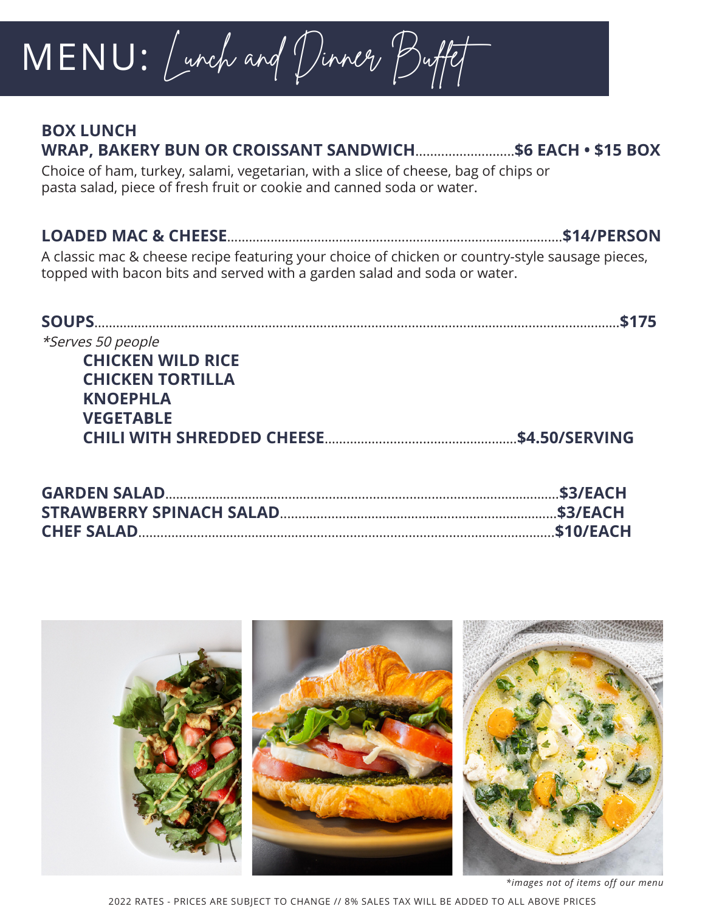# MENU: Lunch and Dinner Buffet

**BOX LUNCH**

**WRAP, BAKERY BUN OR CROISSANT SANDWICH.........................$6 EACH • $15 BOX**

Choice of ham, turkey, salami, vegetarian, with a slice of cheese, bag of chips or pasta salad, piece of fresh fruit or cookie and canned soda or water.

**LOADED MAC & CHEESE.........................$14/PERSON**

A classic mac & cheese recipe featuring your choice of chicken or country-style sausage pieces, topped with bacon bits and served with a garden salad and soda or water.

**SOUPS.........................$175**

*\*Serves 50 people*

- **CHICKEN WILD RICE**
- **CHICKEN TORTILLA**
- **KNOEPHLA**
- **VEGETABLE**
- **CHILI WITH SHREDDED CHEESE.........................$4.50/SERVING**

**GARDEN SALAD.........................$3/EACH**
**STRAWBERRY SPINACH SALAD.........................$3/EACH**
**CHEF SALAD.........................$10/EACH**

*\*images not of items off our menu*

2022 RATES - PRICES ARE SUBJECT TO CHANGE // 8% SALES TAX WILL BE ADDED TO ALL ABOVE PRICES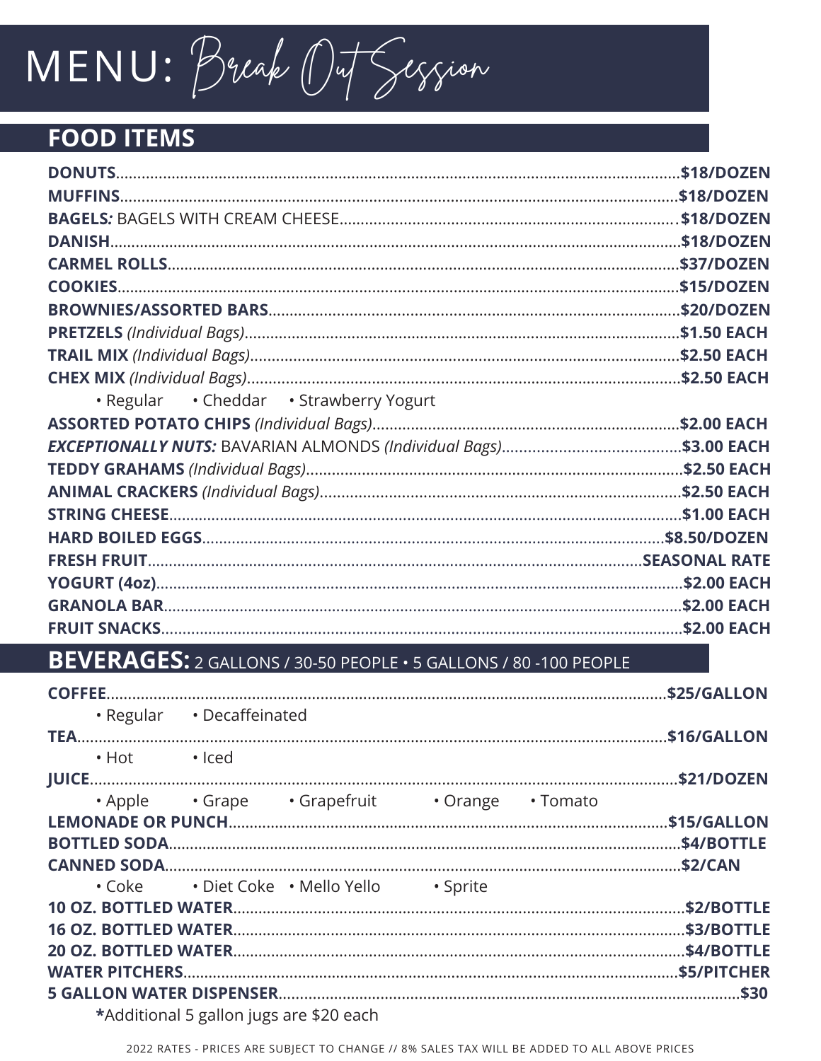# MENU: Break Out Session

## FOOD ITEMS

**DONUTS**..................................................$18/DOZEN
**MUFFINS**..................................................$18/DOZEN
**BAGELS***:* BAGELS WITH CREAM CHEESE..................................................$18/DOZEN
**DANISH**..................................................$18/DOZEN
**CARMEL ROLLS**..................................................$37/DOZEN
**COOKIES**..................................................$15/DOZEN
**BROWNIES/ASSORTED BARS**..................................................$20/DOZEN
**PRETZELS** *(Individual Bags)*..................................................$1.50 EACH
**TRAIL MIX** *(Individual Bags)*..................................................$2.50 EACH
**CHEX MIX** *(Individual Bags)*..................................................$2.50 EACH

- Regular • Cheddar • Strawberry Yogurt

**ASSORTED POTATO CHIPS** *(Individual Bags)*..................................................$2.00 EACH
***EXCEPTIONALLY NUTS:*** BAVARIAN ALMONDS *(Individual Bags)*..................................................$3.00 EACH
**TEDDY GRAHAMS** *(Individual Bags)*..................................................$2.50 EACH
**ANIMAL CRACKERS** *(Individual Bags)*..................................................$2.50 EACH
**STRING CHEESE**..................................................$1.00 EACH
**HARD BOILED EGGS**..................................................$8.50/DOZEN
**FRESH FRUIT**..................................................SEASONAL RATE
**YOGURT (4oz)**..................................................$2.00 EACH
**GRANOLA BAR**..................................................$2.00 EACH
**FRUIT SNACKS**..................................................$2.00 EACH

## BEVERAGES: 2 GALLONS / 30-50 PEOPLE • 5 GALLONS / 80 -100 PEOPLE

**COFFEE**..................................................$25/GALLON

- Regular • Decaffeinated

**TEA**..................................................$16/GALLON

- Hot • Iced

**JUICE**..................................................$21/DOZEN

- Apple • Grape • Grapefruit • Orange • Tomato

**LEMONADE OR PUNCH**..................................................$15/GALLON
**BOTTLED SODA**..................................................$4/BOTTLE
**CANNED SODA**..................................................$2/CAN

- Coke • Diet Coke • Mello Yello • Sprite

**10 OZ. BOTTLED WATER**..................................................$2/BOTTLE
**16 OZ. BOTTLED WATER**..................................................$3/BOTTLE
**20 OZ. BOTTLED WATER**..................................................$4/BOTTLE
**WATER PITCHERS**..................................................$5/PITCHER
**5 GALLON WATER DISPENSER**..................................................$30

**\***Additional 5 gallon jugs are $20 each

2022 RATES - PRICES ARE SUBJECT TO CHANGE // 8% SALES TAX WILL BE ADDED TO ALL ABOVE PRICES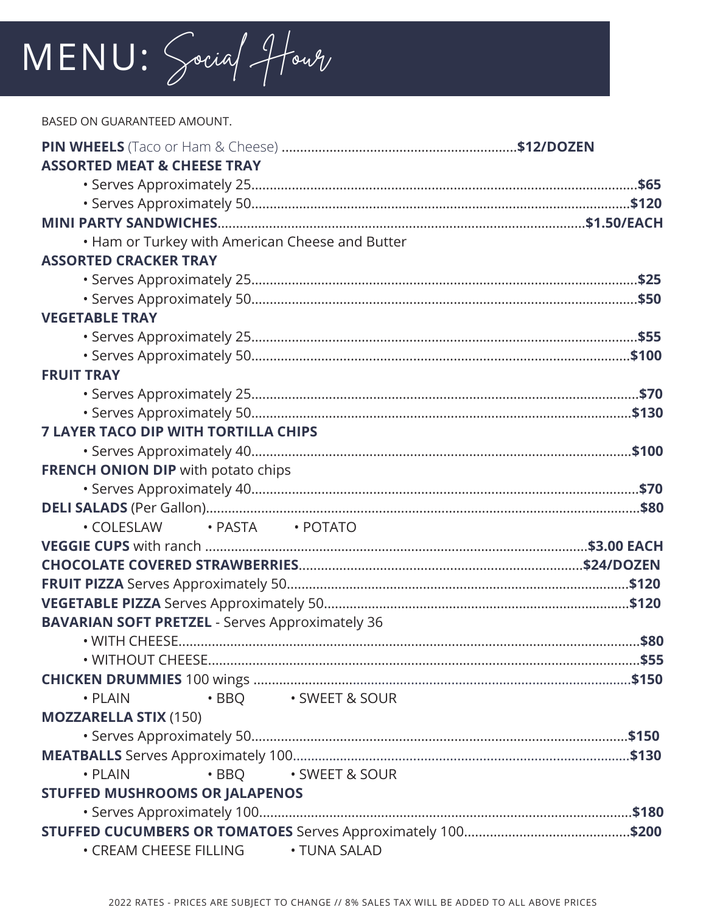# MENU: Social Hour

BASED ON GUARANTEED AMOUNT.

**PIN WHEELS** (Taco or Ham & Cheese) ............................................................ **$12/DOZEN**

**ASSORTED MEAT & CHEESE TRAY**

- Serves Approximately 25 .......... **$65**
- Serves Approximately 50 .......... **$120**

**MINI PARTY SANDWICHES** .......... **$1.50/EACH**

- Ham or Turkey with American Cheese and Butter

**ASSORTED CRACKER TRAY**

- Serves Approximately 25 .......... **$25**
- Serves Approximately 50 .......... **$50**

**VEGETABLE TRAY**

- Serves Approximately 25 .......... **$55**
- Serves Approximately 50 .......... **$100**

**FRUIT TRAY**

- Serves Approximately 25 .......... **$70**
- Serves Approximately 50 .......... **$130**

**7 LAYER TACO DIP WITH TORTILLA CHIPS**

- Serves Approximately 40 .......... **$100**

**FRENCH ONION DIP** with potato chips

- Serves Approximately 40 .......... **$70**

**DELI SALADS** (Per Gallon) .......... **$80**

- COLESLAW • PASTA • POTATO

**VEGGIE CUPS** with ranch .......... **$3.00 EACH**

**CHOCOLATE COVERED STRAWBERRIES** .......... **$24/DOZEN**

**FRUIT PIZZA** Serves Approximately 50 .......... **$120**

**VEGETABLE PIZZA** Serves Approximately 50 .......... **$120**

**BAVARIAN SOFT PRETZEL** - Serves Approximately 36

- WITH CHEESE .......... **$80**
- WITHOUT CHEESE .......... **$55**

**CHICKEN DRUMMIES** 100 wings .......... **$150**

- PLAIN • BBQ • SWEET & SOUR

**MOZZARELLA STIX** (150)

- Serves Approximately 50 .......... **$150**

**MEATBALLS** Serves Approximately 100 .......... **$130**

- PLAIN • BBQ • SWEET & SOUR

**STUFFED MUSHROOMS OR JALAPENOS**

- Serves Approximately 100 .......... **$180**

**STUFFED CUCUMBERS OR TOMATOES** Serves Approximately 100 .......... **$200**

- CREAM CHEESE FILLING • TUNA SALAD

2022 RATES - PRICES ARE SUBJECT TO CHANGE // 8% SALES TAX WILL BE ADDED TO ALL ABOVE PRICES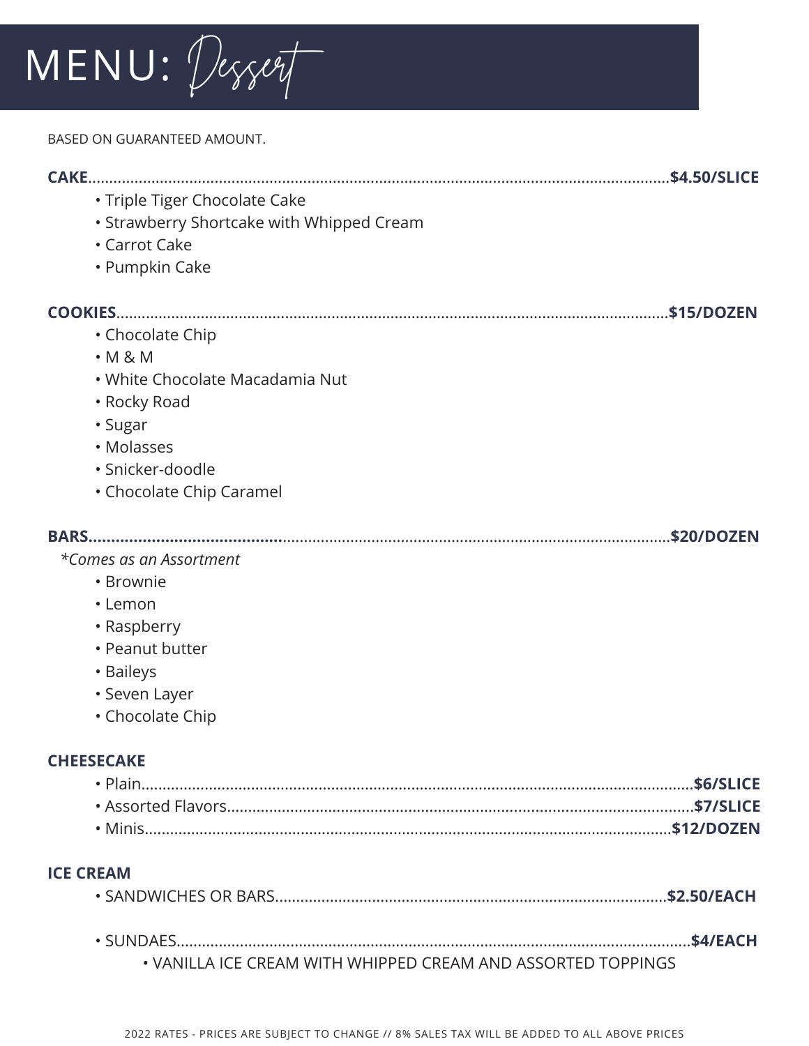# MENU: Dessert

BASED ON GUARANTEED AMOUNT.

**CAKE**........................................................................................................................................**$4.50/SLICE**

- Triple Tiger Chocolate Cake
- Strawberry Shortcake with Whipped Cream
- Carrot Cake
- Pumpkin Cake

**COOKIES**.................................................................................................................................**$15/DOZEN**

- Chocolate Chip
- M & M
- White Chocolate Macadamia Nut
- Rocky Road
- Sugar
- Molasses
- Snicker-doodle
- Chocolate Chip Caramel

**BARS**........................................................................................................................................**$20/DOZEN**

*\*Comes as an Assortment*

- Brownie
- Lemon
- Raspberry
- Peanut butter
- Baileys
- Seven Layer
- Chocolate Chip

**CHEESECAKE**

- Plain.................................................................................................................................**$6/SLICE**
- Assorted Flavors............................................................................................................**$7/SLICE**
- Minis..........................................................................................................................**$12/DOZEN**

**ICE CREAM**

- SANDWICHES OR BARS...........................................................................................**$2.50/EACH**
- SUNDAES.......................................................................................................................**$4/EACH**
  - VANILLA ICE CREAM WITH WHIPPED CREAM AND ASSORTED TOPPINGS

2022 RATES - PRICES ARE SUBJECT TO CHANGE // 8% SALES TAX WILL BE ADDED TO ALL ABOVE PRICES